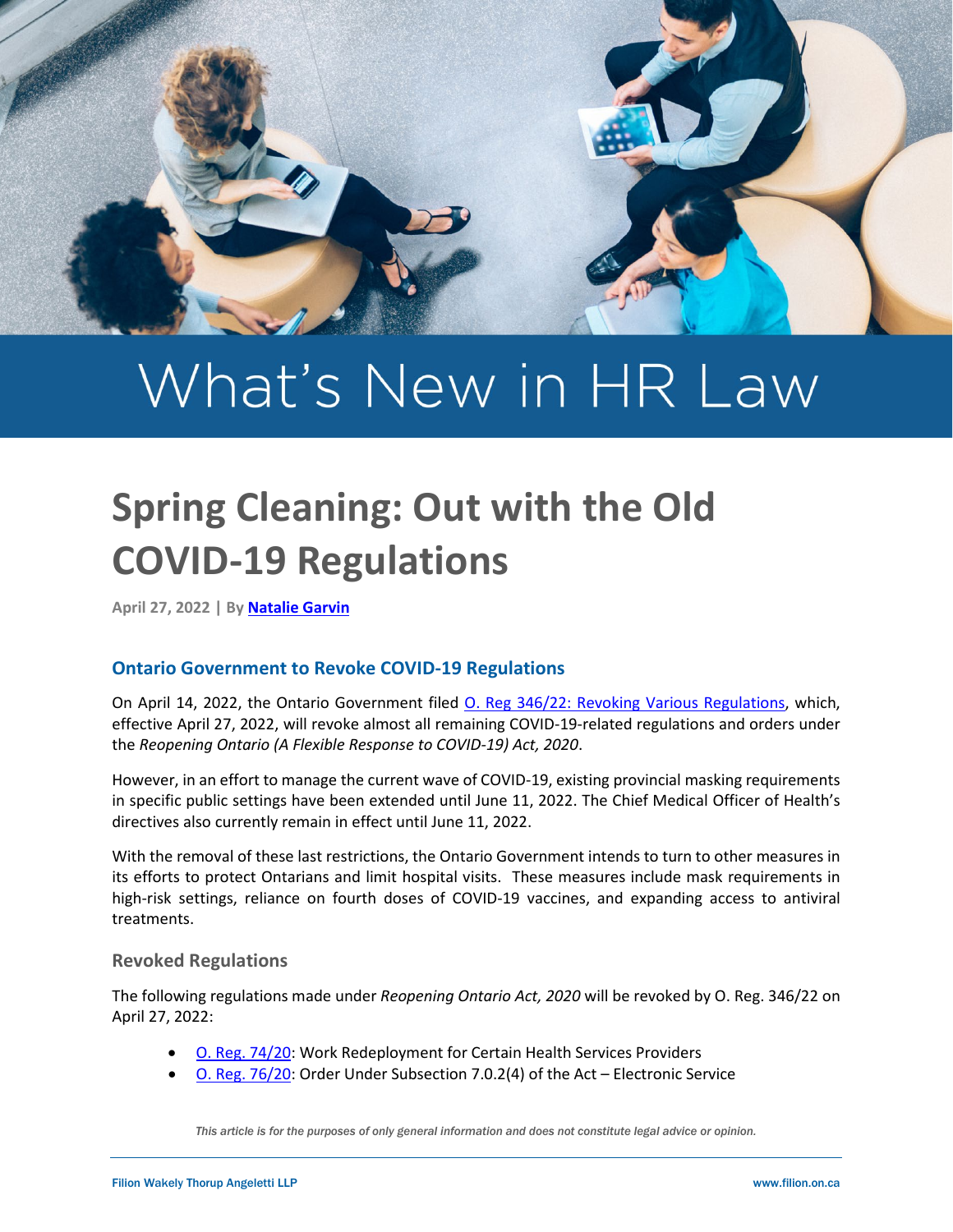What's New in HR Law

# Spring Cleaning: Out with the Old COVID-19 Regulations

**April 27, 2022 | By Natalie Garvin**

## Ontario Government to Revoke COVID-19 Regulations

On April 14, 2022, the Ontario Government filed O. Reg 346/22: Revoking Various Regulations, which, effective April 27, 2022, will revoke almost all remaining COVID-19-related regulations and orders under the *Reopening Ontario (A Flexible Response to COVID-19) Act, 2020*.

However, in an effort to manage the current wave of COVID-19, existing provincial masking requirements in specific public settings have been extended until June 11, 2022. The Chief Medical Officer of Health's directives also currently remain in effect until June 11, 2022.

With the removal of these last restrictions, the Ontario Government intends to turn to other measures in its efforts to protect Ontarians and limit hospital visits. These measures include mask requirements in high-risk settings, reliance on fourth doses of COVID-19 vaccines, and expanding access to antiviral treatments.

### Revoked Regulations

The following regulations made under *Reopening Ontario Act, 2020* will be revoked by O. Reg. 346/22 on April 27, 2022:

- O. Reg. 74/20: Work Redeployment for Certain Health Services Providers
- O. Reg. 76/20: Order Under Subsection 7.0.2(4) of the Act – Electronic Service

*This article is for the purposes of only general information and does not constitute legal advice or opinion.*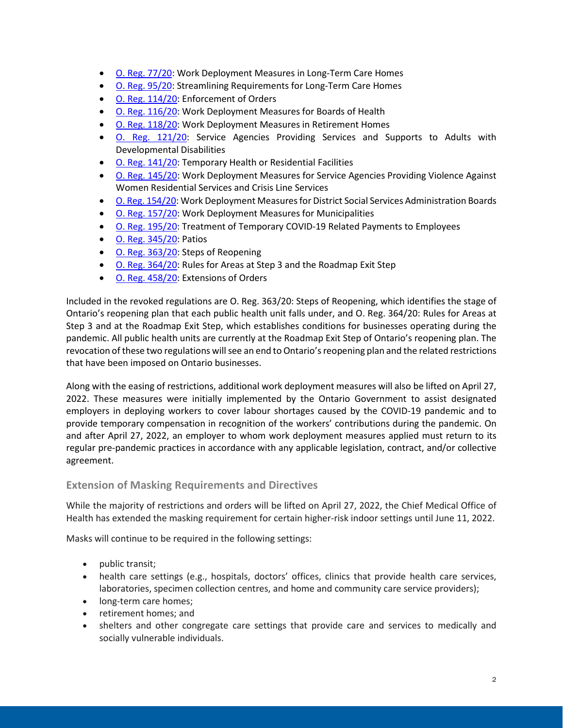- [O. Reg. 77/20](): Work Deployment Measures in Long-Term Care Homes
- [O. Reg. 95/20](): Streamlining Requirements for Long-Term Care Homes
- [O. Reg. 114/20](): Enforcement of Orders
- [O. Reg. 116/20](): Work Deployment Measures for Boards of Health
- [O. Reg. 118/20](): Work Deployment Measures in Retirement Homes
- [O. Reg. 121/20](): Service Agencies Providing Services and Supports to Adults with Developmental Disabilities
- [O. Reg. 141/20](): Temporary Health or Residential Facilities
- [O. Reg. 145/20](): Work Deployment Measures for Service Agencies Providing Violence Against Women Residential Services and Crisis Line Services
- [O. Reg. 154/20](): Work Deployment Measures for District Social Services Administration Boards
- [O. Reg. 157/20](): Work Deployment Measures for Municipalities
- [O. Reg. 195/20](): Treatment of Temporary COVID-19 Related Payments to Employees
- [O. Reg. 345/20](): Patios
- [O. Reg. 363/20](): Steps of Reopening
- [O. Reg. 364/20](): Rules for Areas at Step 3 and the Roadmap Exit Step
- [O. Reg. 458/20](): Extensions of Orders

Included in the revoked regulations are O. Reg. 363/20: Steps of Reopening, which identifies the stage of Ontario's reopening plan that each public health unit falls under, and O. Reg. 364/20: Rules for Areas at Step 3 and at the Roadmap Exit Step, which establishes conditions for businesses operating during the pandemic. All public health units are currently at the Roadmap Exit Step of Ontario's reopening plan. The revocation of these two regulations will see an end to Ontario's reopening plan and the related restrictions that have been imposed on Ontario businesses.

Along with the easing of restrictions, additional work deployment measures will also be lifted on April 27, 2022. These measures were initially implemented by the Ontario Government to assist designated employers in deploying workers to cover labour shortages caused by the COVID-19 pandemic and to provide temporary compensation in recognition of the workers' contributions during the pandemic. On and after April 27, 2022, an employer to whom work deployment measures applied must return to its regular pre-pandemic practices in accordance with any applicable legislation, contract, and/or collective agreement.

### Extension of Masking Requirements and Directives

While the majority of restrictions and orders will be lifted on April 27, 2022, the Chief Medical Office of Health has extended the masking requirement for certain higher-risk indoor settings until June 11, 2022.

Masks will continue to be required in the following settings:

- public transit;
- health care settings (e.g., hospitals, doctors' offices, clinics that provide health care services, laboratories, specimen collection centres, and home and community care service providers);
- long-term care homes;
- retirement homes; and
- shelters and other congregate care settings that provide care and services to medically and socially vulnerable individuals.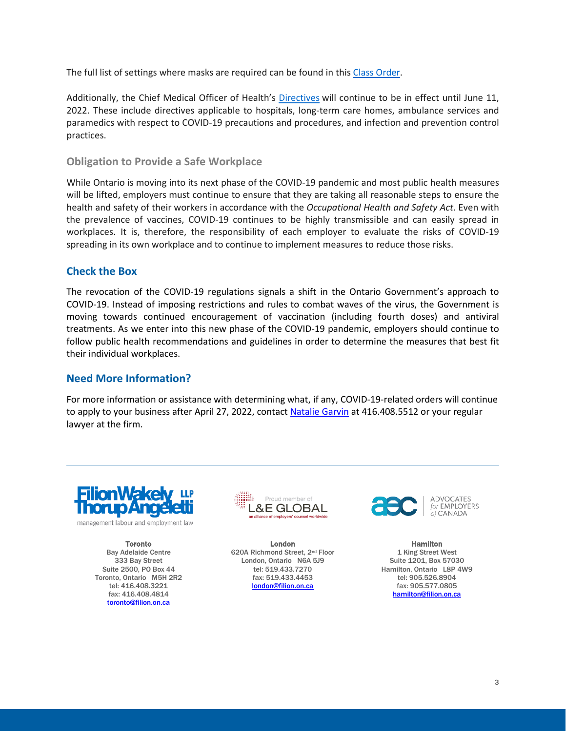The full list of settings where masks are required can be found in this Class Order.

Additionally, the Chief Medical Officer of Health's Directives will continue to be in effect until June 11, 2022. These include directives applicable to hospitals, long-term care homes, ambulance services and paramedics with respect to COVID-19 precautions and procedures, and infection and prevention control practices.

### Obligation to Provide a Safe Workplace

While Ontario is moving into its next phase of the COVID-19 pandemic and most public health measures will be lifted, employers must continue to ensure that they are taking all reasonable steps to ensure the health and safety of their workers in accordance with the *Occupational Health and Safety Act*. Even with the prevalence of vaccines, COVID-19 continues to be highly transmissible and can easily spread in workplaces. It is, therefore, the responsibility of each employer to evaluate the risks of COVID-19 spreading in its own workplace and to continue to implement measures to reduce those risks.

## Check the Box

The revocation of the COVID-19 regulations signals a shift in the Ontario Government's approach to COVID-19. Instead of imposing restrictions and rules to combat waves of the virus, the Government is moving towards continued encouragement of vaccination (including fourth doses) and antiviral treatments. As we enter into this new phase of the COVID-19 pandemic, employers should continue to follow public health recommendations and guidelines in order to determine the measures that best fit their individual workplaces.

## Need More Information?

For more information or assistance with determining what, if any, COVID-19-related orders will continue to apply to your business after April 27, 2022, contact Natalie Garvin at 416.408.5512 or your regular lawyer at the firm.

---

Filion Wakely Thorup Angeletti LLP
management labour and employment law

Proud member of L&E GLOBAL
an alliance of employers' counsel worldwide

ADVOCATES for EMPLOYERS of CANADA

**Toronto**
Bay Adelaide Centre
333 Bay Street
Suite 2500, PO Box 44
Toronto, Ontario M5H 2R2
tel: 416.408.3221
fax: 416.408.4814
toronto@filion.on.ca

**London**
620A Richmond Street, 2nd Floor
London, Ontario N6A 5J9
tel: 519.433.7270
fax: 519.433.4453
london@filion.on.ca

**Hamilton**
1 King Street West
Suite 1201, Box 57030
Hamilton, Ontario L8P 4W9
tel: 905.526.8904
fax: 905.577.0805
hamilton@filion.on.ca